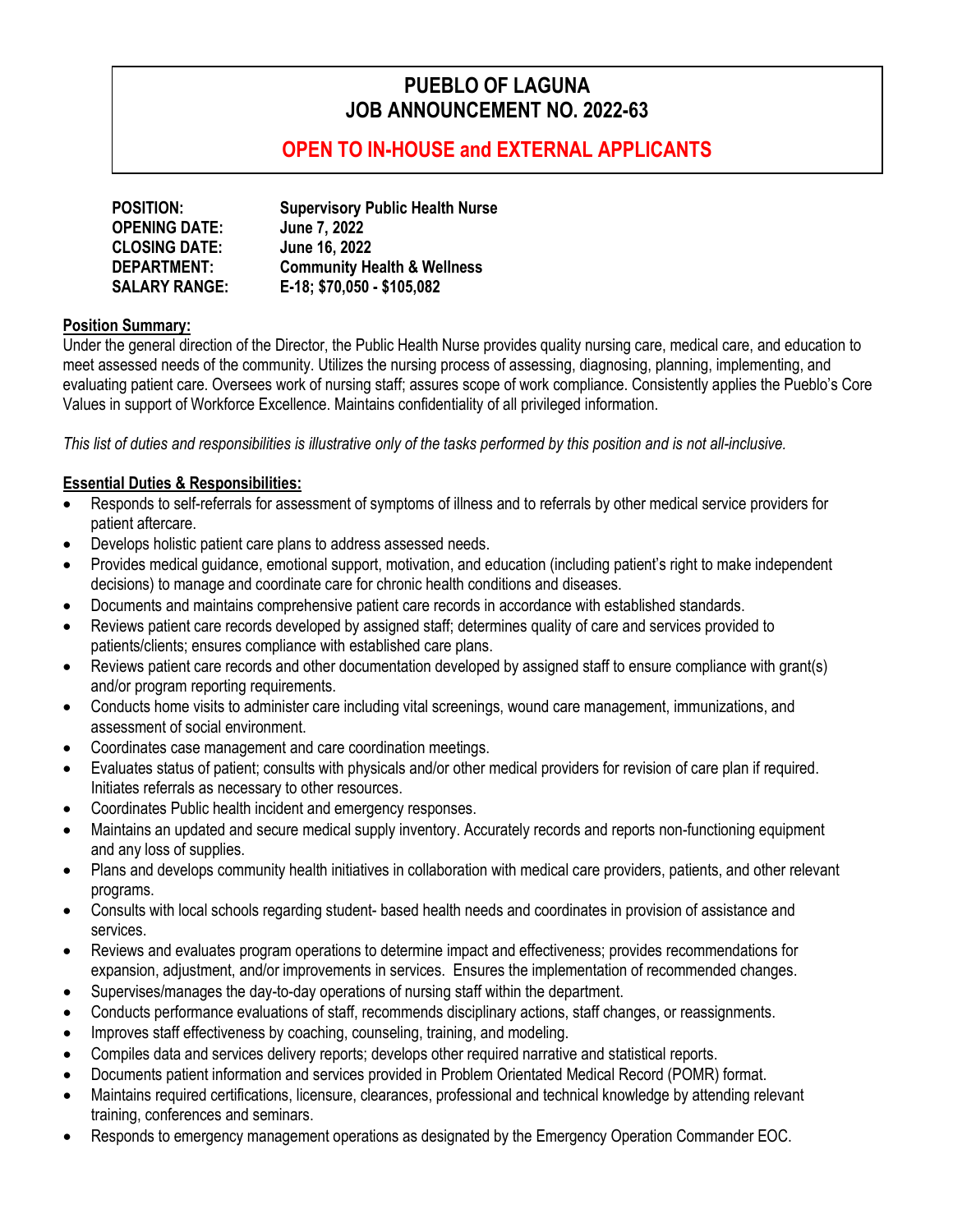# PUEBLO OF LAGUNA
# JOB ANNOUNCEMENT NO. 2022-63

## OPEN TO IN-HOUSE and EXTERNAL APPLICANTS

**POSITION:** **Supervisory Public Health Nurse**
**OPENING DATE:** **June 7, 2022**
**CLOSING DATE:** **June 16, 2022**
**DEPARTMENT:** **Community Health & Wellness**
**SALARY RANGE:** **E-18; $70,050 - $105,082**

**Position Summary:**
Under the general direction of the Director, the Public Health Nurse provides quality nursing care, medical care, and education to meet assessed needs of the community. Utilizes the nursing process of assessing, diagnosing, planning, implementing, and evaluating patient care. Oversees work of nursing staff; assures scope of work compliance. Consistently applies the Pueblo's Core Values in support of Workforce Excellence. Maintains confidentiality of all privileged information.

*This list of duties and responsibilities is illustrative only of the tasks performed by this position and is not all-inclusive.*

**Essential Duties & Responsibilities:**

- Responds to self-referrals for assessment of symptoms of illness and to referrals by other medical service providers for patient aftercare.
- Develops holistic patient care plans to address assessed needs.
- Provides medical guidance, emotional support, motivation, and education (including patient's right to make independent decisions) to manage and coordinate care for chronic health conditions and diseases.
- Documents and maintains comprehensive patient care records in accordance with established standards.
- Reviews patient care records developed by assigned staff; determines quality of care and services provided to patients/clients; ensures compliance with established care plans.
- Reviews patient care records and other documentation developed by assigned staff to ensure compliance with grant(s) and/or program reporting requirements.
- Conducts home visits to administer care including vital screenings, wound care management, immunizations, and assessment of social environment.
- Coordinates case management and care coordination meetings.
- Evaluates status of patient; consults with physicals and/or other medical providers for revision of care plan if required. Initiates referrals as necessary to other resources.
- Coordinates Public health incident and emergency responses.
- Maintains an updated and secure medical supply inventory. Accurately records and reports non-functioning equipment and any loss of supplies.
- Plans and develops community health initiatives in collaboration with medical care providers, patients, and other relevant programs.
- Consults with local schools regarding student- based health needs and coordinates in provision of assistance and services.
- Reviews and evaluates program operations to determine impact and effectiveness; provides recommendations for expansion, adjustment, and/or improvements in services. Ensures the implementation of recommended changes.
- Supervises/manages the day-to-day operations of nursing staff within the department.
- Conducts performance evaluations of staff, recommends disciplinary actions, staff changes, or reassignments.
- Improves staff effectiveness by coaching, counseling, training, and modeling.
- Compiles data and services delivery reports; develops other required narrative and statistical reports.
- Documents patient information and services provided in Problem Orientated Medical Record (POMR) format.
- Maintains required certifications, licensure, clearances, professional and technical knowledge by attending relevant training, conferences and seminars.
- Responds to emergency management operations as designated by the Emergency Operation Commander EOC.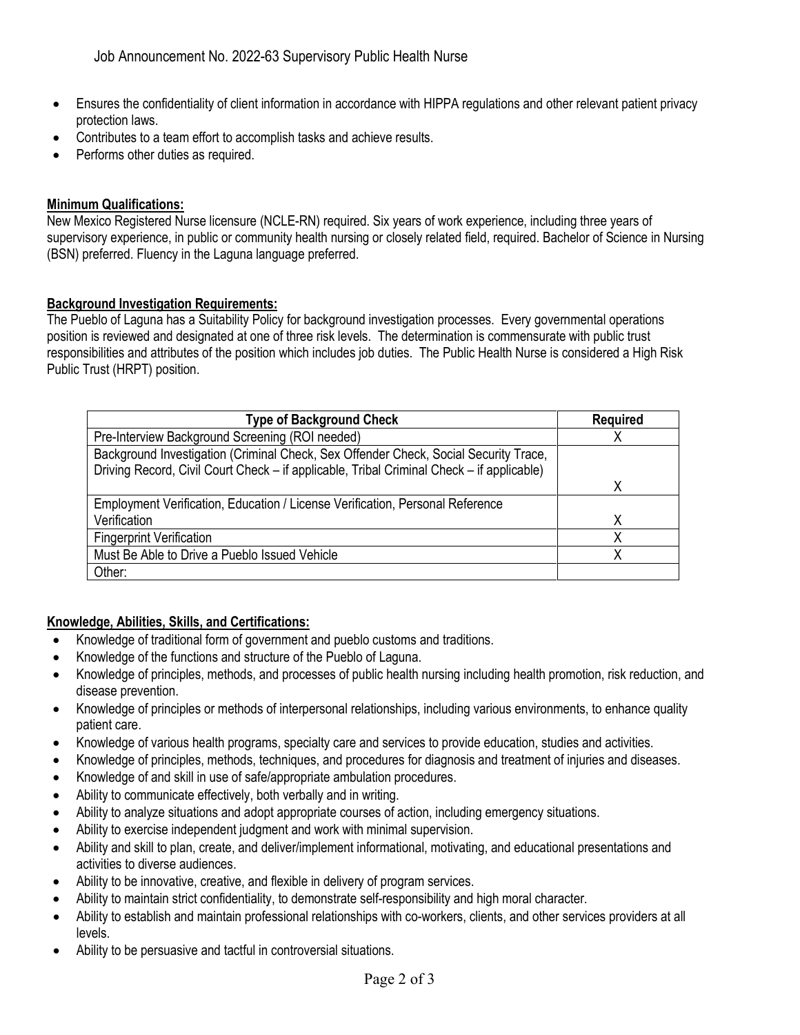- Ensures the confidentiality of client information in accordance with HIPPA regulations and other relevant patient privacy protection laws.
- Contributes to a team effort to accomplish tasks and achieve results.
- Performs other duties as required.

**Minimum Qualifications:**

New Mexico Registered Nurse licensure (NCLE-RN) required. Six years of work experience, including three years of supervisory experience, in public or community health nursing or closely related field, required. Bachelor of Science in Nursing (BSN) preferred. Fluency in the Laguna language preferred.

**Background Investigation Requirements:**

The Pueblo of Laguna has a Suitability Policy for background investigation processes. Every governmental operations position is reviewed and designated at one of three risk levels. The determination is commensurate with public trust responsibilities and attributes of the position which includes job duties. The Public Health Nurse is considered a High Risk Public Trust (HRPT) position.

| Type of Background Check | Required |
|---|---|
| Pre-Interview Background Screening (ROI needed) | X |
| Background Investigation (Criminal Check, Sex Offender Check, Social Security Trace, Driving Record, Civil Court Check – if applicable, Tribal Criminal Check – if applicable) | X |
| Employment Verification, Education / License Verification, Personal Reference Verification | X |
| Fingerprint Verification | X |
| Must Be Able to Drive a Pueblo Issued Vehicle | X |
| Other: | |

**Knowledge, Abilities, Skills, and Certifications:**

- Knowledge of traditional form of government and pueblo customs and traditions.
- Knowledge of the functions and structure of the Pueblo of Laguna.
- Knowledge of principles, methods, and processes of public health nursing including health promotion, risk reduction, and disease prevention.
- Knowledge of principles or methods of interpersonal relationships, including various environments, to enhance quality patient care.
- Knowledge of various health programs, specialty care and services to provide education, studies and activities.
- Knowledge of principles, methods, techniques, and procedures for diagnosis and treatment of injuries and diseases.
- Knowledge of and skill in use of safe/appropriate ambulation procedures.
- Ability to communicate effectively, both verbally and in writing.
- Ability to analyze situations and adopt appropriate courses of action, including emergency situations.
- Ability to exercise independent judgment and work with minimal supervision.
- Ability and skill to plan, create, and deliver/implement informational, motivating, and educational presentations and activities to diverse audiences.
- Ability to be innovative, creative, and flexible in delivery of program services.
- Ability to maintain strict confidentiality, to demonstrate self-responsibility and high moral character.
- Ability to establish and maintain professional relationships with co-workers, clients, and other services providers at all levels.
- Ability to be persuasive and tactful in controversial situations.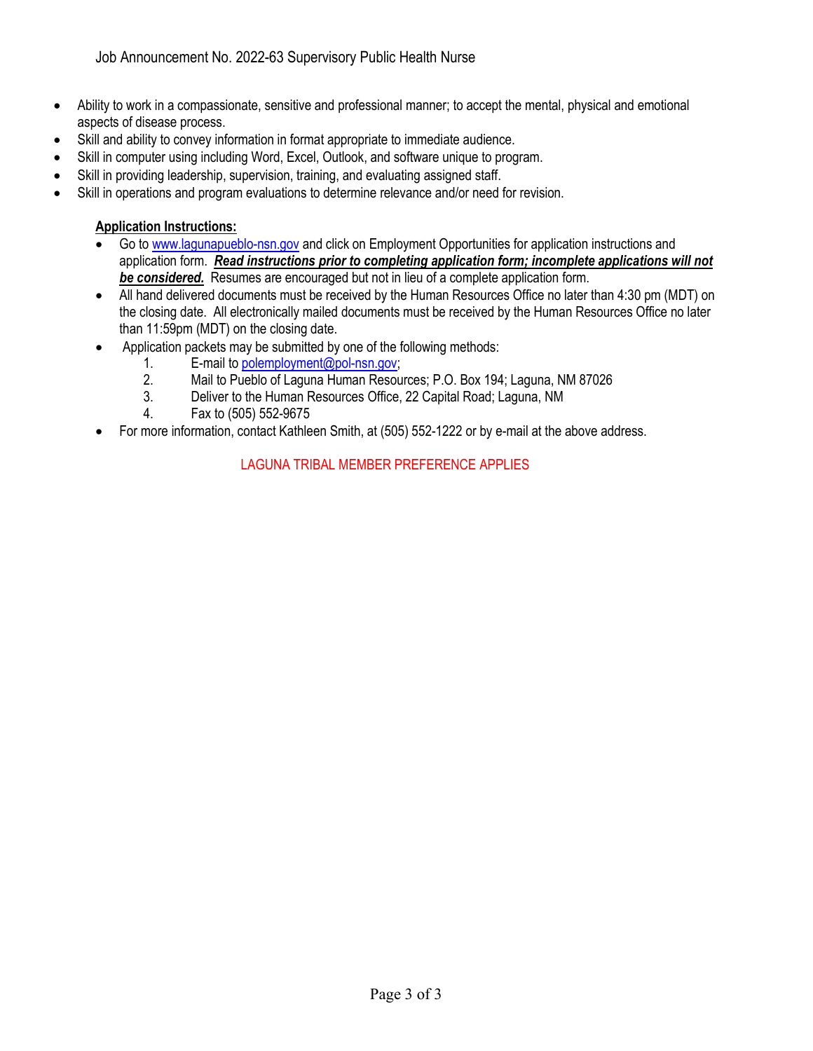- Ability to work in a compassionate, sensitive and professional manner; to accept the mental, physical and emotional aspects of disease process.
- Skill and ability to convey information in format appropriate to immediate audience.
- Skill in computer using including Word, Excel, Outlook, and software unique to program.
- Skill in providing leadership, supervision, training, and evaluating assigned staff.
- Skill in operations and program evaluations to determine relevance and/or need for revision.

**Application Instructions:**

- Go to www.lagunapueblo-nsn.gov and click on Employment Opportunities for application instructions and application form. ***Read instructions prior to completing application form; incomplete applications will not be considered.*** Resumes are encouraged but not in lieu of a complete application form.
- All hand delivered documents must be received by the Human Resources Office no later than 4:30 pm (MDT) on the closing date. All electronically mailed documents must be received by the Human Resources Office no later than 11:59pm (MDT) on the closing date.
- Application packets may be submitted by one of the following methods:
    1. E-mail to polemployment@pol-nsn.gov;
    2. Mail to Pueblo of Laguna Human Resources; P.O. Box 194; Laguna, NM 87026
    3. Deliver to the Human Resources Office, 22 Capital Road; Laguna, NM
    4. Fax to (505) 552-9675
- For more information, contact Kathleen Smith, at (505) 552-1222 or by e-mail at the above address.

LAGUNA TRIBAL MEMBER PREFERENCE APPLIES